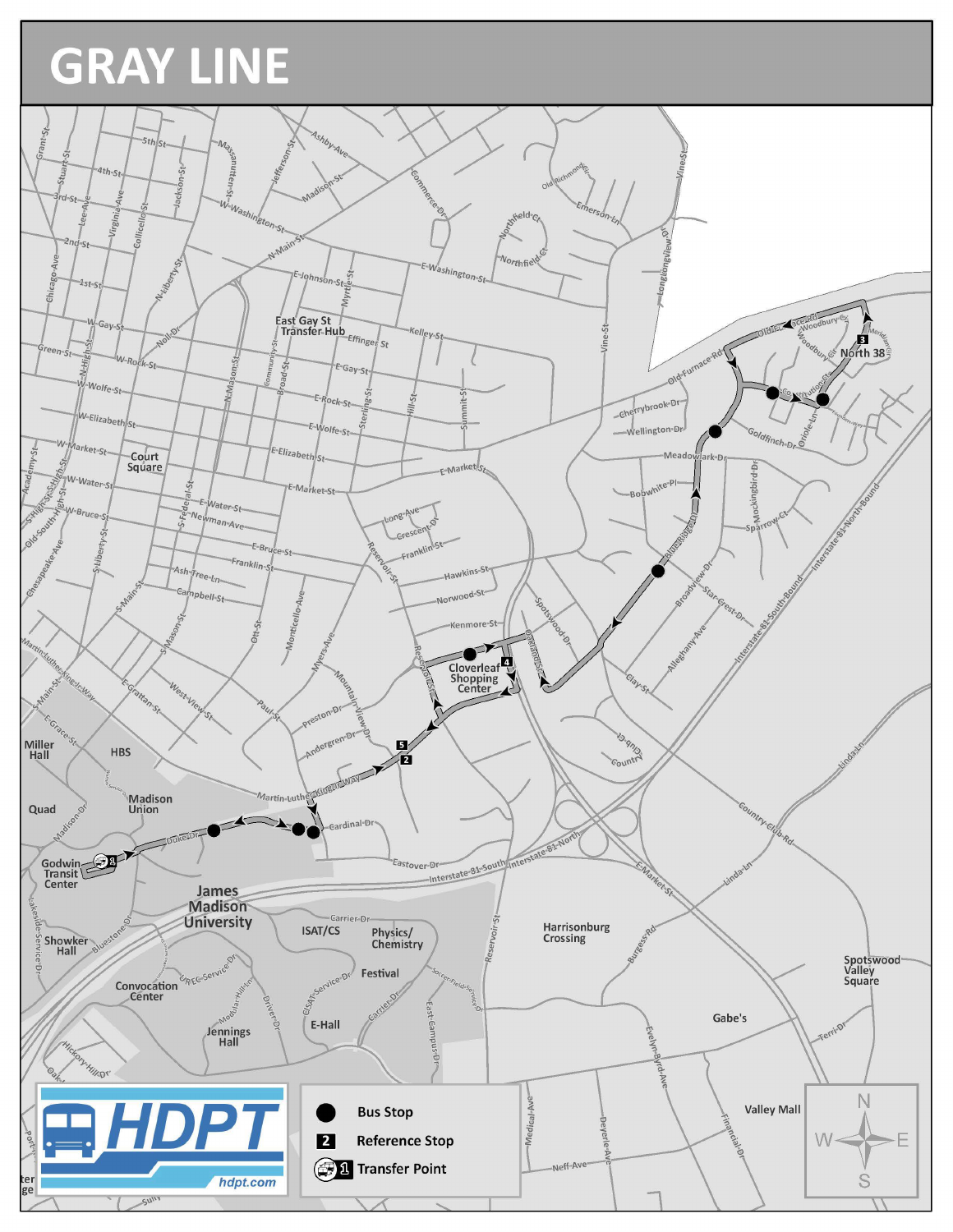# GRAY LINE

- Bus Stop
- 2 Reference Stop
- 1 Transfer Point

HDPT
hdpt.com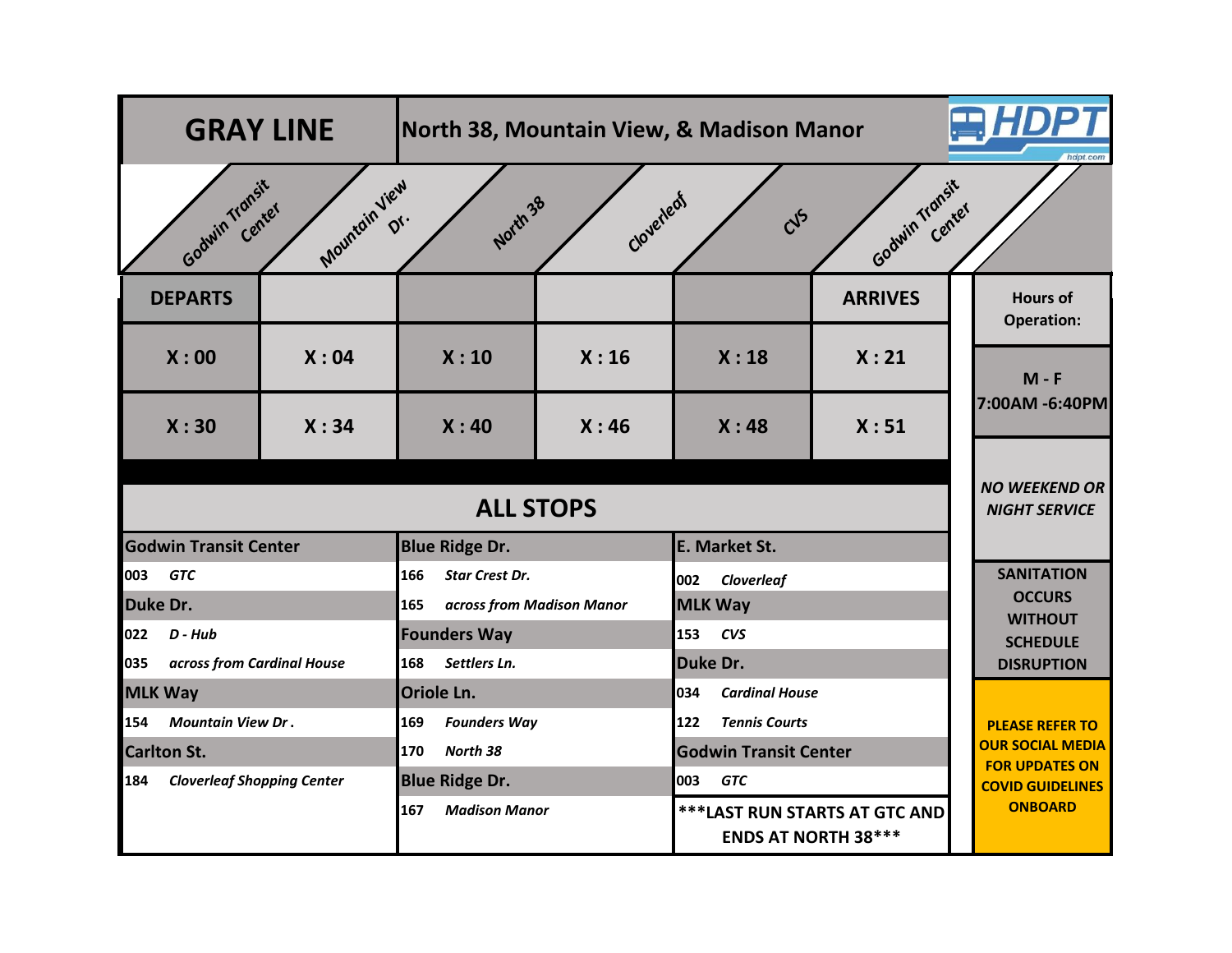# GRAY LINE

## North 38, Mountain View, & Madison Manor

HDPT
hdpt.com

| Godwin Transit Center | Mountain View Dr. | North 38 | Cloverleaf | CVS | Godwin Transit Center |
|---|---|---|---|---|---|
| DEPARTS | | | | | ARRIVES |
| X : 00 | X : 04 | X : 10 | X : 16 | X : 18 | X : 21 |
| X : 30 | X : 34 | X : 40 | X : 46 | X : 48 | X : 51 |

**Hours of Operation:**

**M - F**
**7:00AM -6:40PM**

***NO WEEKEND OR NIGHT SERVICE***

**SANITATION OCCURS WITHOUT SCHEDULE DISRUPTION**

**PLEASE REFER TO OUR SOCIAL MEDIA FOR UPDATES ON COVID GUIDELINES ONBOARD**

## ALL STOPS

**Godwin Transit Center**

003 *GTC*

**Duke Dr.**

022 *D - Hub*

035 *across from Cardinal House*

**MLK Way**

154 *Mountain View Dr .*

**Carlton St.**

184 *Cloverleaf Shopping Center*

**Blue Ridge Dr.**

166 *Star Crest Dr.*

165 *across from Madison Manor*

**Founders Way**

168 *Settlers Ln.*

**Oriole Ln.**

169 *Founders Way*

170 *North 38*

**Blue Ridge Dr.**

167 *Madison Manor*

**E. Market St.**

002 *Cloverleaf*

**MLK Way**

153 *CVS*

**Duke Dr.**

034 *Cardinal House*

122 *Tennis Courts*

**Godwin Transit Center**

003 *GTC*

**\*\*\*LAST RUN STARTS AT GTC AND ENDS AT NORTH 38\*\*\***